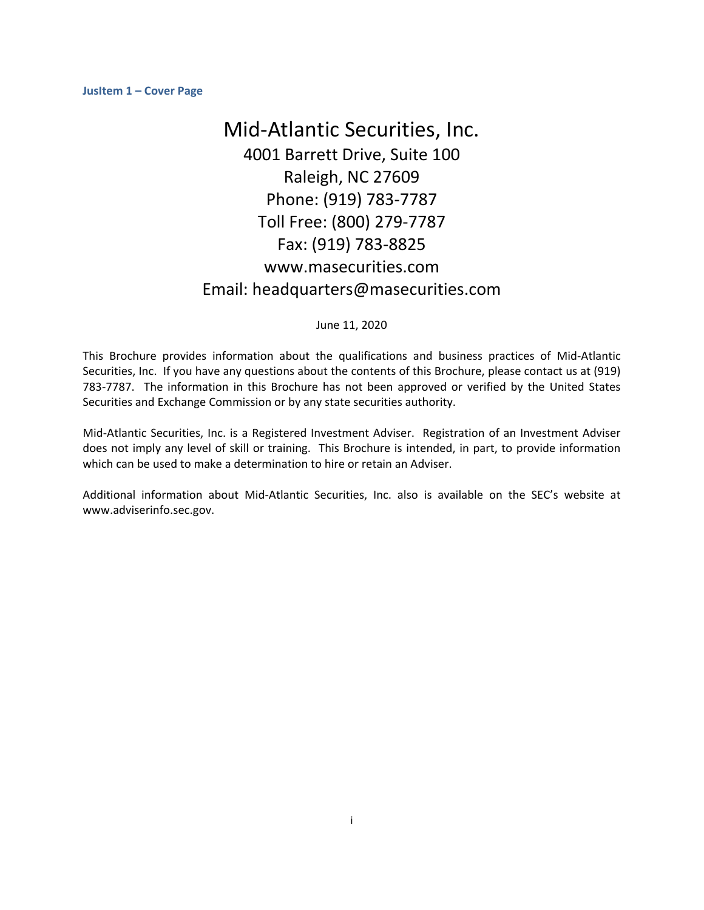### JusItem 1 – Cover Page

# Mid-Atlantic Securities, Inc.

## 4001 Barrett Drive, Suite 100
## Raleigh, NC 27609
## Phone: (919) 783-7787
## Toll Free: (800) 279-7787
## Fax: (919) 783-8825
## www.masecurities.com
## Email: headquarters@masecurities.com

June 11, 2020

This Brochure provides information about the qualifications and business practices of Mid-Atlantic Securities, Inc. If you have any questions about the contents of this Brochure, please contact us at (919) 783-7787. The information in this Brochure has not been approved or verified by the United States Securities and Exchange Commission or by any state securities authority.

Mid-Atlantic Securities, Inc. is a Registered Investment Adviser. Registration of an Investment Adviser does not imply any level of skill or training. This Brochure is intended, in part, to provide information which can be used to make a determination to hire or retain an Adviser.

Additional information about Mid-Atlantic Securities, Inc. also is available on the SEC's website at www.adviserinfo.sec.gov.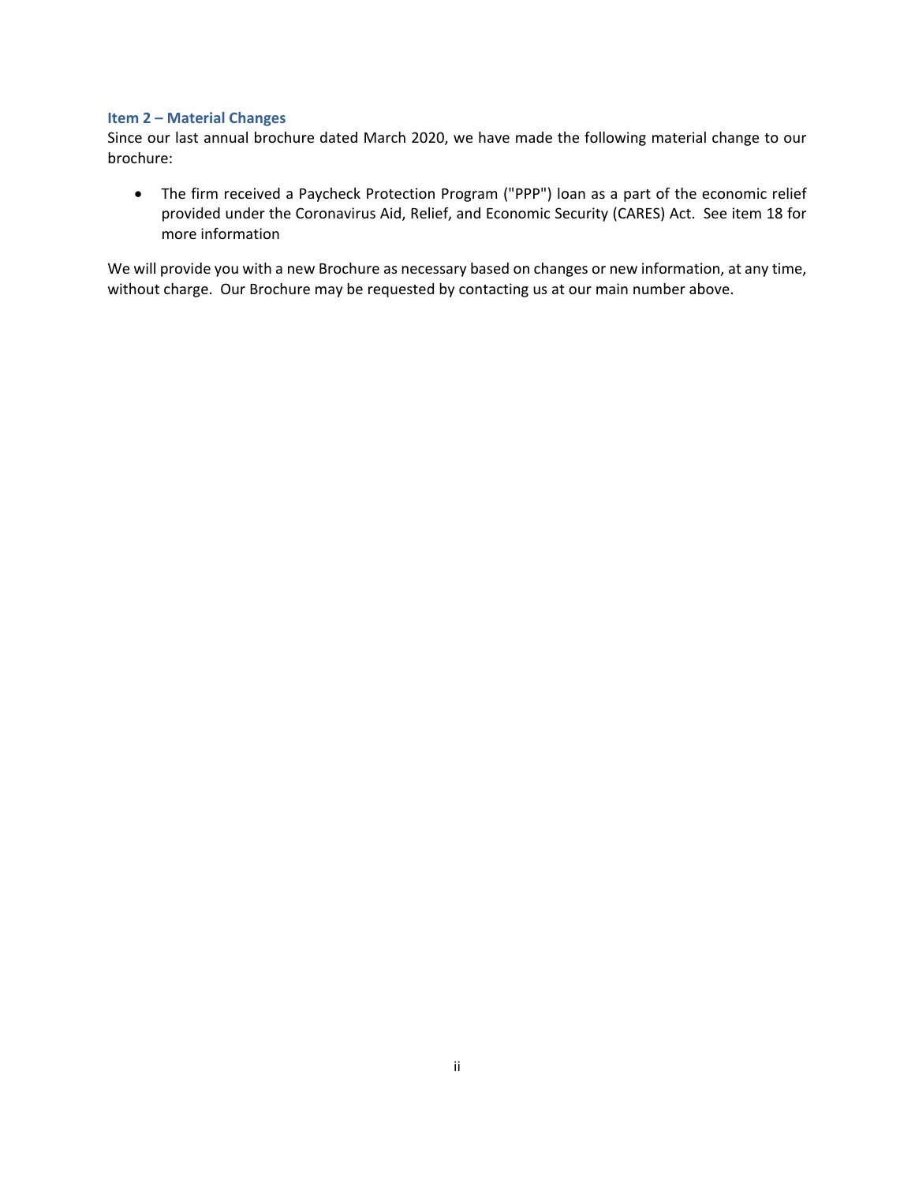## Item 2 – Material Changes

Since our last annual brochure dated March 2020, we have made the following material change to our brochure:

- The firm received a Paycheck Protection Program ("PPP") loan as a part of the economic relief provided under the Coronavirus Aid, Relief, and Economic Security (CARES) Act. See item 18 for more information

We will provide you with a new Brochure as necessary based on changes or new information, at any time, without charge. Our Brochure may be requested by contacting us at our main number above.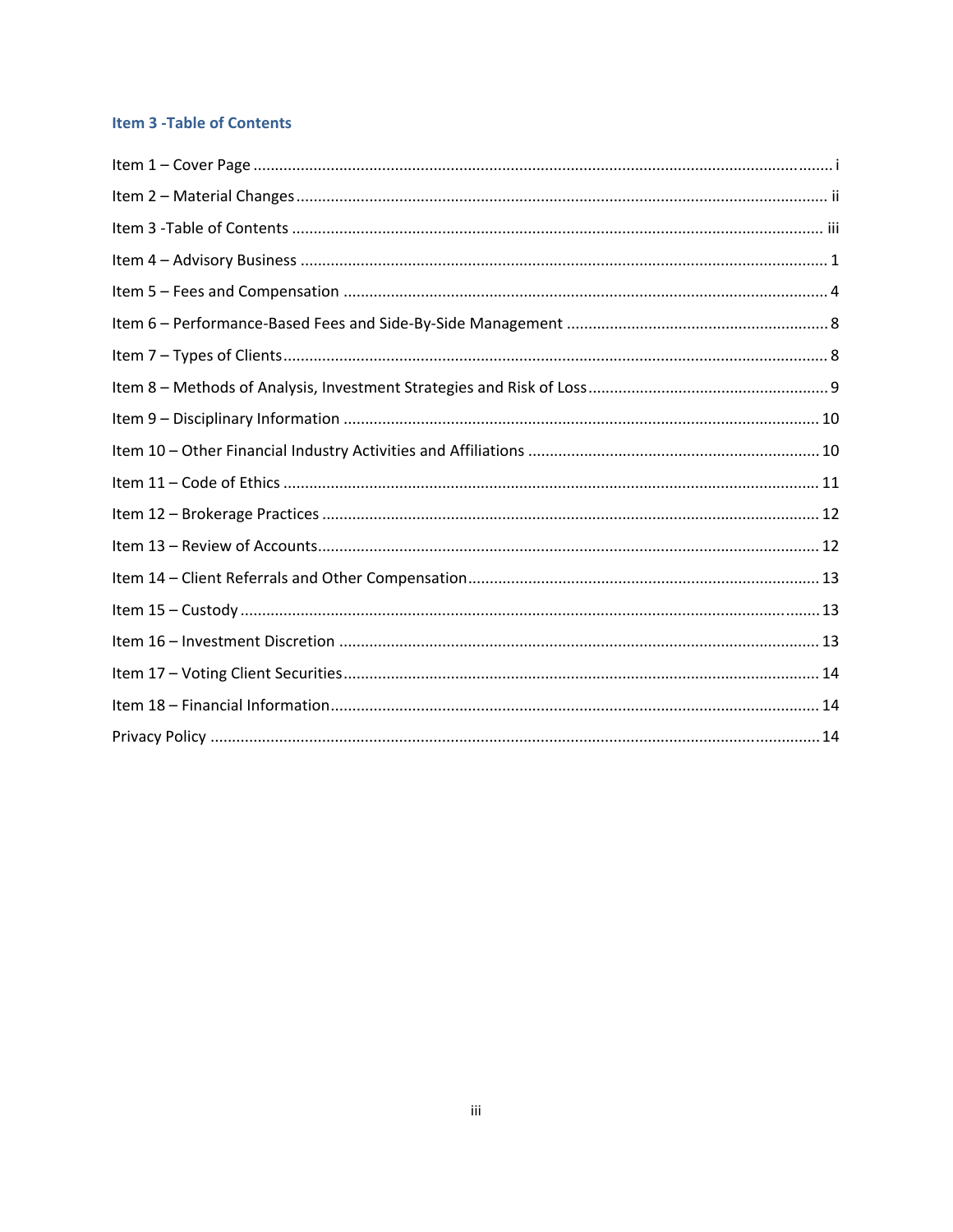## Item 3 -Table of Contents

Item 1 – Cover Page ........................................................................................................................ i

Item 2 – Material Changes ............................................................................................................... ii

Item 3 -Table of Contents ............................................................................................................... iii

Item 4 – Advisory Business .............................................................................................................. 1

Item 5 – Fees and Compensation .................................................................................................... 4

Item 6 – Performance-Based Fees and Side-By-Side Management ................................................ 8

Item 7 – Types of Clients .................................................................................................................. 8

Item 8 – Methods of Analysis, Investment Strategies and Risk of Loss ........................................... 9

Item 9 – Disciplinary Information .................................................................................................. 10

Item 10 – Other Financial Industry Activities and Affiliations ....................................................... 10

Item 11 – Code of Ethics ................................................................................................................ 11

Item 12 – Brokerage Practices ....................................................................................................... 12

Item 13 – Review of Accounts ........................................................................................................ 12

Item 14 – Client Referrals and Other Compensation ..................................................................... 13

Item 15 – Custody .......................................................................................................................... 13

Item 16 – Investment Discretion ................................................................................................... 13

Item 17 – Voting Client Securities .................................................................................................. 14

Item 18 – Financial Information ..................................................................................................... 14

Privacy Policy ................................................................................................................................. 14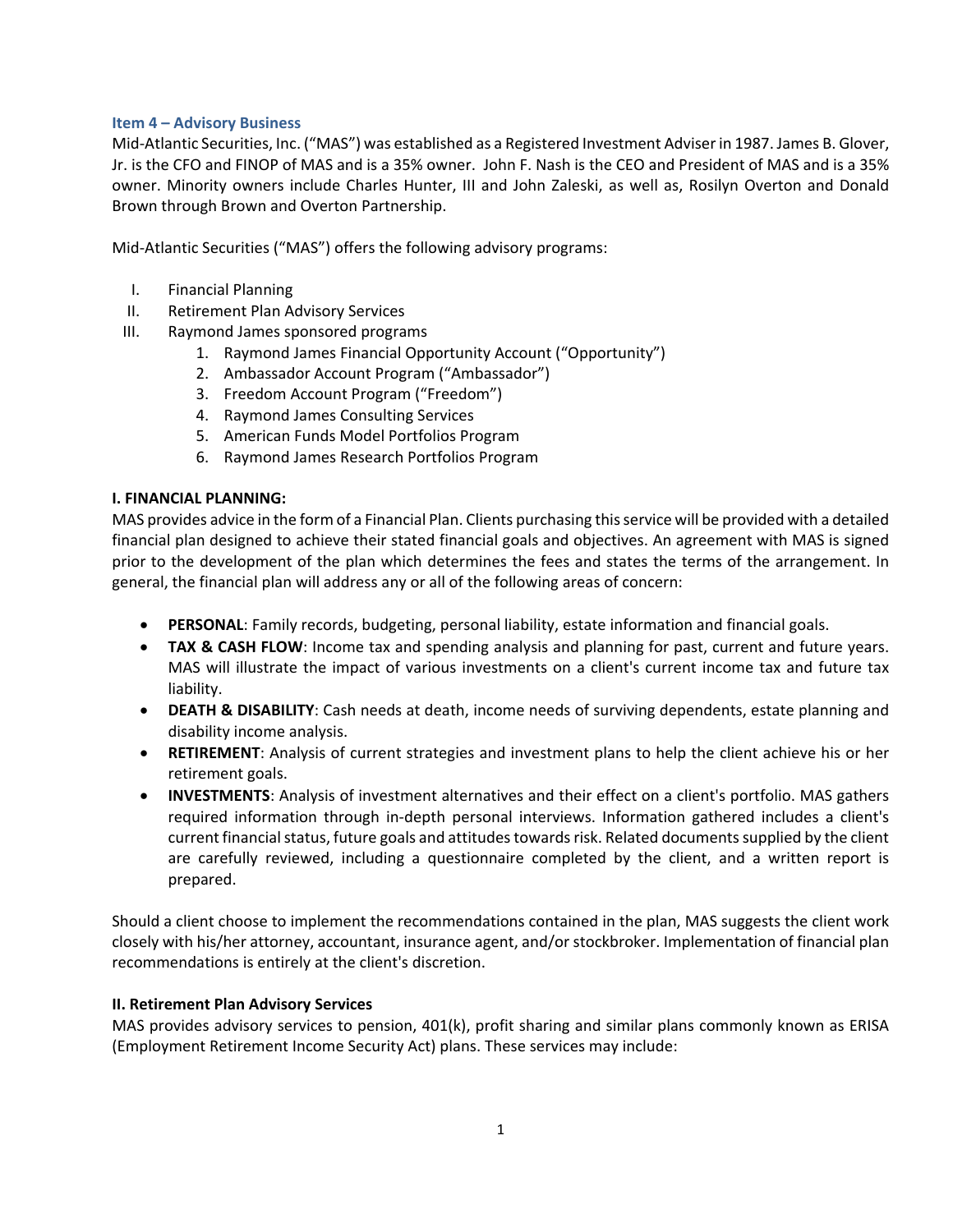## Item 4 – Advisory Business

Mid-Atlantic Securities, Inc. ("MAS") was established as a Registered Investment Adviser in 1987. James B. Glover, Jr. is the CFO and FINOP of MAS and is a 35% owner. John F. Nash is the CEO and President of MAS and is a 35% owner. Minority owners include Charles Hunter, III and John Zaleski, as well as, Rosilyn Overton and Donald Brown through Brown and Overton Partnership.

Mid-Atlantic Securities ("MAS") offers the following advisory programs:

I. Financial Planning
II. Retirement Plan Advisory Services
III. Raymond James sponsored programs
   1. Raymond James Financial Opportunity Account ("Opportunity")
   2. Ambassador Account Program ("Ambassador")
   3. Freedom Account Program ("Freedom")
   4. Raymond James Consulting Services
   5. American Funds Model Portfolios Program
   6. Raymond James Research Portfolios Program

**I. FINANCIAL PLANNING:**

MAS provides advice in the form of a Financial Plan. Clients purchasing this service will be provided with a detailed financial plan designed to achieve their stated financial goals and objectives. An agreement with MAS is signed prior to the development of the plan which determines the fees and states the terms of the arrangement. In general, the financial plan will address any or all of the following areas of concern:

- **PERSONAL**: Family records, budgeting, personal liability, estate information and financial goals.
- **TAX & CASH FLOW**: Income tax and spending analysis and planning for past, current and future years. MAS will illustrate the impact of various investments on a client's current income tax and future tax liability.
- **DEATH & DISABILITY**: Cash needs at death, income needs of surviving dependents, estate planning and disability income analysis.
- **RETIREMENT**: Analysis of current strategies and investment plans to help the client achieve his or her retirement goals.
- **INVESTMENTS**: Analysis of investment alternatives and their effect on a client's portfolio. MAS gathers required information through in-depth personal interviews. Information gathered includes a client's current financial status, future goals and attitudes towards risk. Related documents supplied by the client are carefully reviewed, including a questionnaire completed by the client, and a written report is prepared.

Should a client choose to implement the recommendations contained in the plan, MAS suggests the client work closely with his/her attorney, accountant, insurance agent, and/or stockbroker. Implementation of financial plan recommendations is entirely at the client's discretion.

**II. Retirement Plan Advisory Services**

MAS provides advisory services to pension, 401(k), profit sharing and similar plans commonly known as ERISA (Employment Retirement Income Security Act) plans. These services may include: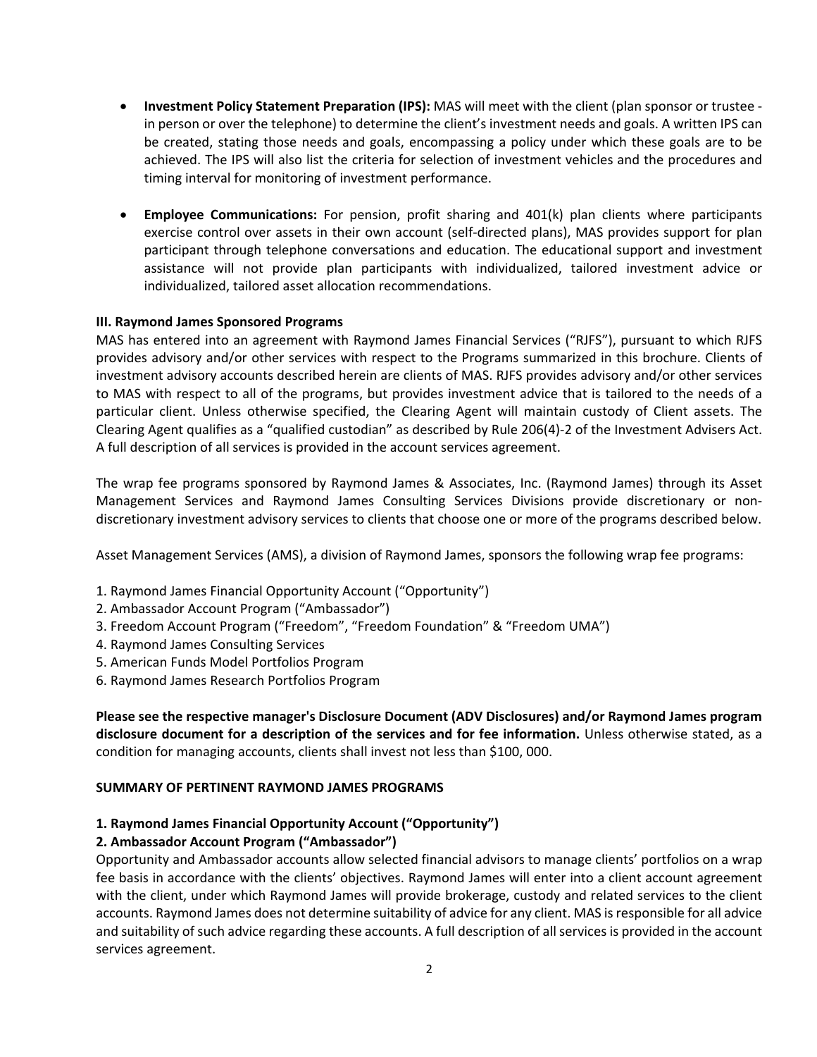- **Investment Policy Statement Preparation (IPS):** MAS will meet with the client (plan sponsor or trustee - in person or over the telephone) to determine the client's investment needs and goals. A written IPS can be created, stating those needs and goals, encompassing a policy under which these goals are to be achieved. The IPS will also list the criteria for selection of investment vehicles and the procedures and timing interval for monitoring of investment performance.

- **Employee Communications:** For pension, profit sharing and 401(k) plan clients where participants exercise control over assets in their own account (self-directed plans), MAS provides support for plan participant through telephone conversations and education. The educational support and investment assistance will not provide plan participants with individualized, tailored investment advice or individualized, tailored asset allocation recommendations.

**III. Raymond James Sponsored Programs**

MAS has entered into an agreement with Raymond James Financial Services ("RJFS"), pursuant to which RJFS provides advisory and/or other services with respect to the Programs summarized in this brochure. Clients of investment advisory accounts described herein are clients of MAS. RJFS provides advisory and/or other services to MAS with respect to all of the programs, but provides investment advice that is tailored to the needs of a particular client. Unless otherwise specified, the Clearing Agent will maintain custody of Client assets. The Clearing Agent qualifies as a "qualified custodian" as described by Rule 206(4)-2 of the Investment Advisers Act. A full description of all services is provided in the account services agreement.

The wrap fee programs sponsored by Raymond James & Associates, Inc. (Raymond James) through its Asset Management Services and Raymond James Consulting Services Divisions provide discretionary or non-discretionary investment advisory services to clients that choose one or more of the programs described below.

Asset Management Services (AMS), a division of Raymond James, sponsors the following wrap fee programs:

1. Raymond James Financial Opportunity Account ("Opportunity")
2. Ambassador Account Program ("Ambassador")
3. Freedom Account Program ("Freedom", "Freedom Foundation" & "Freedom UMA")
4. Raymond James Consulting Services
5. American Funds Model Portfolios Program
6. Raymond James Research Portfolios Program

**Please see the respective manager's Disclosure Document (ADV Disclosures) and/or Raymond James program disclosure document for a description of the services and for fee information.** Unless otherwise stated, as a condition for managing accounts, clients shall invest not less than $100, 000.

**SUMMARY OF PERTINENT RAYMOND JAMES PROGRAMS**

**1. Raymond James Financial Opportunity Account ("Opportunity")**

**2. Ambassador Account Program ("Ambassador")**

Opportunity and Ambassador accounts allow selected financial advisors to manage clients' portfolios on a wrap fee basis in accordance with the clients' objectives. Raymond James will enter into a client account agreement with the client, under which Raymond James will provide brokerage, custody and related services to the client accounts. Raymond James does not determine suitability of advice for any client. MAS is responsible for all advice and suitability of such advice regarding these accounts. A full description of all services is provided in the account services agreement.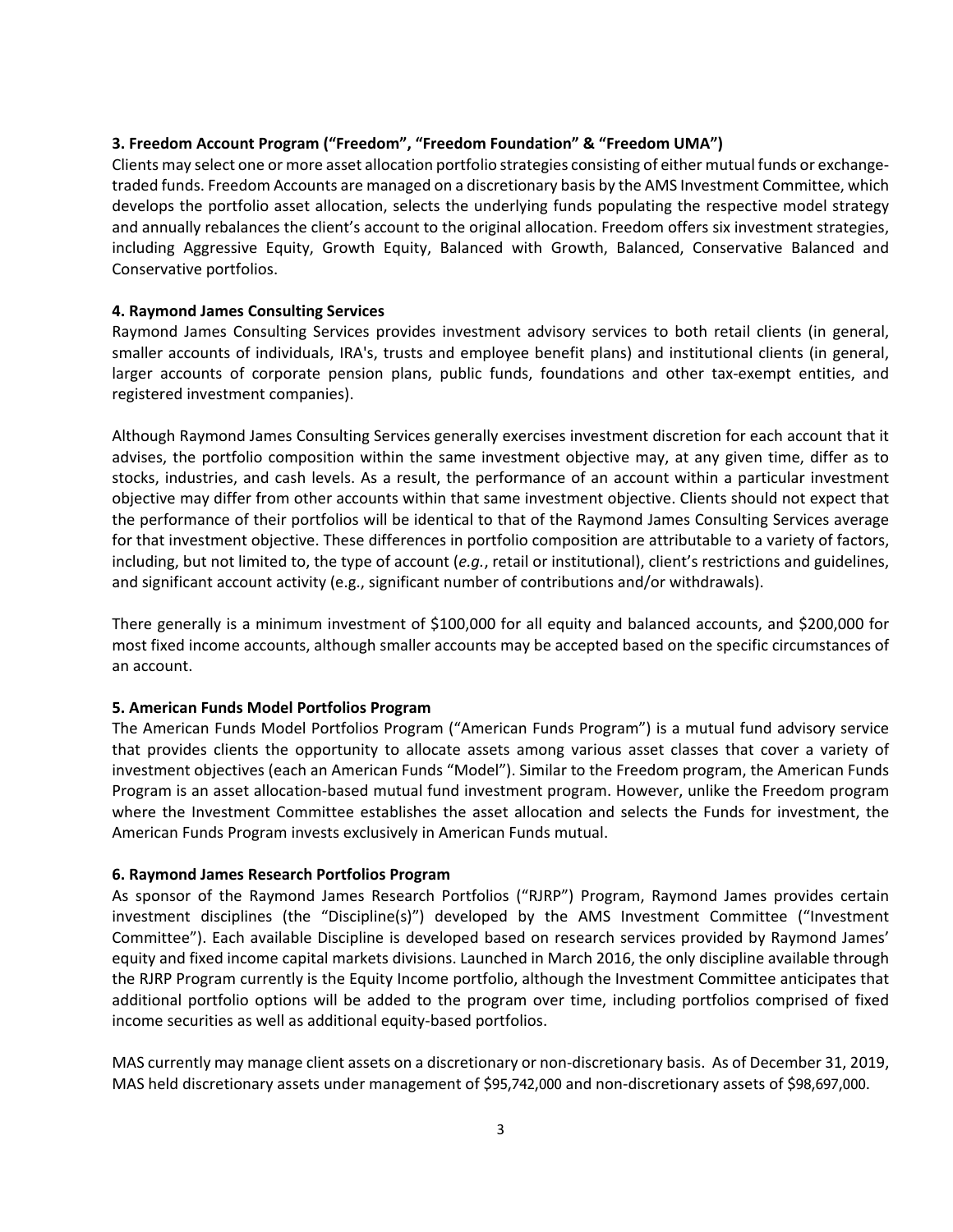**3. Freedom Account Program ("Freedom", "Freedom Foundation" & "Freedom UMA")**

Clients may select one or more asset allocation portfolio strategies consisting of either mutual funds or exchange-traded funds. Freedom Accounts are managed on a discretionary basis by the AMS Investment Committee, which develops the portfolio asset allocation, selects the underlying funds populating the respective model strategy and annually rebalances the client's account to the original allocation. Freedom offers six investment strategies, including Aggressive Equity, Growth Equity, Balanced with Growth, Balanced, Conservative Balanced and Conservative portfolios.

**4. Raymond James Consulting Services**

Raymond James Consulting Services provides investment advisory services to both retail clients (in general, smaller accounts of individuals, IRA's, trusts and employee benefit plans) and institutional clients (in general, larger accounts of corporate pension plans, public funds, foundations and other tax-exempt entities, and registered investment companies).

Although Raymond James Consulting Services generally exercises investment discretion for each account that it advises, the portfolio composition within the same investment objective may, at any given time, differ as to stocks, industries, and cash levels. As a result, the performance of an account within a particular investment objective may differ from other accounts within that same investment objective. Clients should not expect that the performance of their portfolios will be identical to that of the Raymond James Consulting Services average for that investment objective. These differences in portfolio composition are attributable to a variety of factors, including, but not limited to, the type of account (*e.g.*, retail or institutional), client's restrictions and guidelines, and significant account activity (e.g., significant number of contributions and/or withdrawals).

There generally is a minimum investment of $100,000 for all equity and balanced accounts, and $200,000 for most fixed income accounts, although smaller accounts may be accepted based on the specific circumstances of an account.

**5. American Funds Model Portfolios Program**

The American Funds Model Portfolios Program ("American Funds Program") is a mutual fund advisory service that provides clients the opportunity to allocate assets among various asset classes that cover a variety of investment objectives (each an American Funds "Model"). Similar to the Freedom program, the American Funds Program is an asset allocation-based mutual fund investment program. However, unlike the Freedom program where the Investment Committee establishes the asset allocation and selects the Funds for investment, the American Funds Program invests exclusively in American Funds mutual.

**6. Raymond James Research Portfolios Program**

As sponsor of the Raymond James Research Portfolios ("RJRP") Program, Raymond James provides certain investment disciplines (the "Discipline(s)") developed by the AMS Investment Committee ("Investment Committee"). Each available Discipline is developed based on research services provided by Raymond James' equity and fixed income capital markets divisions. Launched in March 2016, the only discipline available through the RJRP Program currently is the Equity Income portfolio, although the Investment Committee anticipates that additional portfolio options will be added to the program over time, including portfolios comprised of fixed income securities as well as additional equity-based portfolios.

MAS currently may manage client assets on a discretionary or non-discretionary basis. As of December 31, 2019, MAS held discretionary assets under management of $95,742,000 and non-discretionary assets of $98,697,000.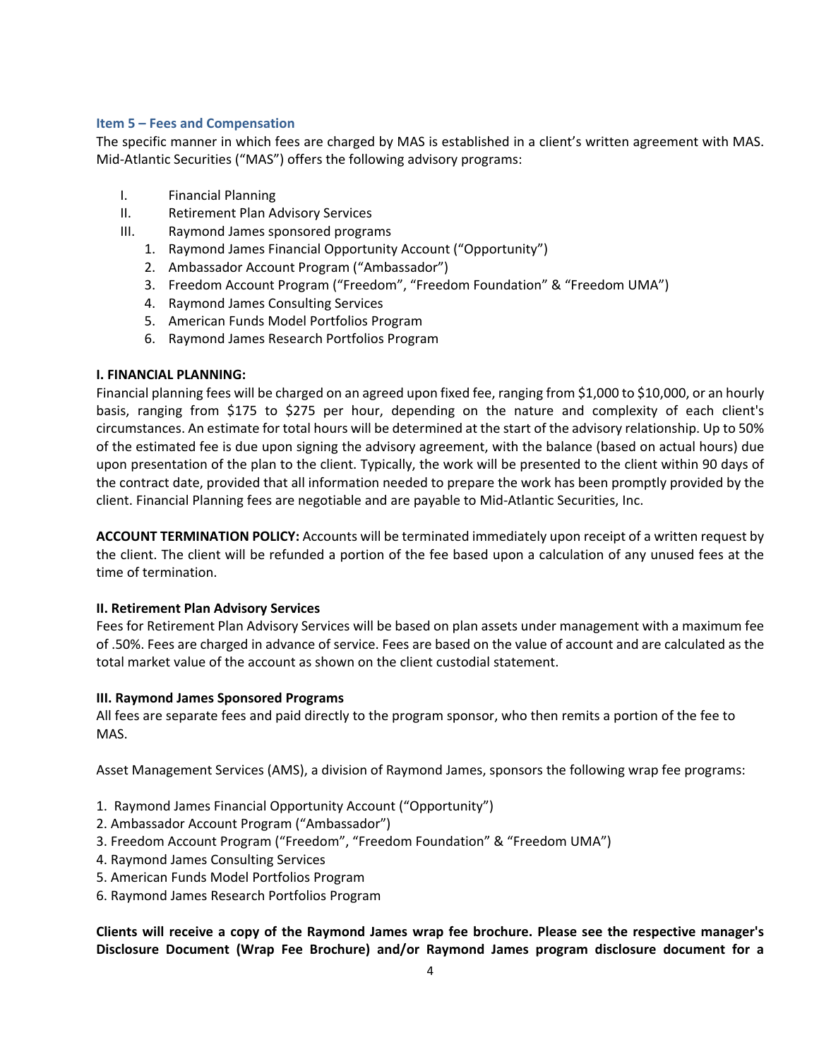### Item 5 – Fees and Compensation

The specific manner in which fees are charged by MAS is established in a client's written agreement with MAS. Mid-Atlantic Securities ("MAS") offers the following advisory programs:

I. Financial Planning
II. Retirement Plan Advisory Services
III. Raymond James sponsored programs
   1. Raymond James Financial Opportunity Account ("Opportunity")
   2. Ambassador Account Program ("Ambassador")
   3. Freedom Account Program ("Freedom", "Freedom Foundation" & "Freedom UMA")
   4. Raymond James Consulting Services
   5. American Funds Model Portfolios Program
   6. Raymond James Research Portfolios Program

**I. FINANCIAL PLANNING:**

Financial planning fees will be charged on an agreed upon fixed fee, ranging from $1,000 to $10,000, or an hourly basis, ranging from $175 to $275 per hour, depending on the nature and complexity of each client's circumstances. An estimate for total hours will be determined at the start of the advisory relationship. Up to 50% of the estimated fee is due upon signing the advisory agreement, with the balance (based on actual hours) due upon presentation of the plan to the client. Typically, the work will be presented to the client within 90 days of the contract date, provided that all information needed to prepare the work has been promptly provided by the client. Financial Planning fees are negotiable and are payable to Mid-Atlantic Securities, Inc.

**ACCOUNT TERMINATION POLICY:** Accounts will be terminated immediately upon receipt of a written request by the client. The client will be refunded a portion of the fee based upon a calculation of any unused fees at the time of termination.

**II. Retirement Plan Advisory Services**

Fees for Retirement Plan Advisory Services will be based on plan assets under management with a maximum fee of .50%. Fees are charged in advance of service. Fees are based on the value of account and are calculated as the total market value of the account as shown on the client custodial statement.

**III. Raymond James Sponsored Programs**

All fees are separate fees and paid directly to the program sponsor, who then remits a portion of the fee to MAS.

Asset Management Services (AMS), a division of Raymond James, sponsors the following wrap fee programs:

1. Raymond James Financial Opportunity Account ("Opportunity")
2. Ambassador Account Program ("Ambassador")
3. Freedom Account Program ("Freedom", "Freedom Foundation" & "Freedom UMA")
4. Raymond James Consulting Services
5. American Funds Model Portfolios Program
6. Raymond James Research Portfolios Program

**Clients will receive a copy of the Raymond James wrap fee brochure. Please see the respective manager's Disclosure Document (Wrap Fee Brochure) and/or Raymond James program disclosure document for a**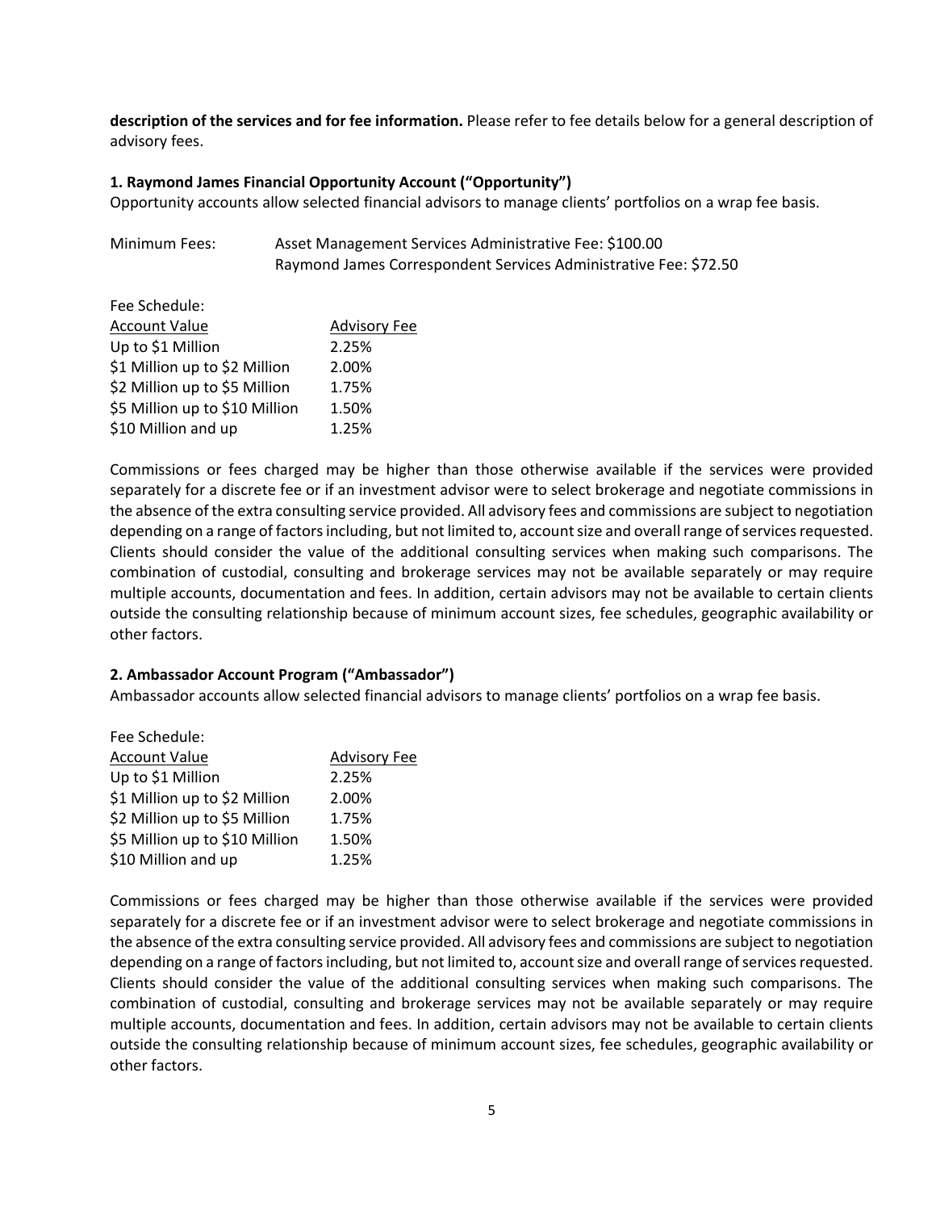**description of the services and for fee information.** Please refer to fee details below for a general description of advisory fees.

**1. Raymond James Financial Opportunity Account ("Opportunity")**

Opportunity accounts allow selected financial advisors to manage clients' portfolios on a wrap fee basis.

Minimum Fees: Asset Management Services Administrative Fee: $100.00
Raymond James Correspondent Services Administrative Fee: $72.50

Fee Schedule:

| Account Value | Advisory Fee |
|---|---|
| Up to $1 Million | 2.25% |
| $1 Million up to $2 Million | 2.00% |
| $2 Million up to $5 Million | 1.75% |
| $5 Million up to $10 Million | 1.50% |
| $10 Million and up | 1.25% |

Commissions or fees charged may be higher than those otherwise available if the services were provided separately for a discrete fee or if an investment advisor were to select brokerage and negotiate commissions in the absence of the extra consulting service provided. All advisory fees and commissions are subject to negotiation depending on a range of factors including, but not limited to, account size and overall range of services requested. Clients should consider the value of the additional consulting services when making such comparisons. The combination of custodial, consulting and brokerage services may not be available separately or may require multiple accounts, documentation and fees. In addition, certain advisors may not be available to certain clients outside the consulting relationship because of minimum account sizes, fee schedules, geographic availability or other factors.

**2. Ambassador Account Program ("Ambassador")**

Ambassador accounts allow selected financial advisors to manage clients' portfolios on a wrap fee basis.

Fee Schedule:

| Account Value | Advisory Fee |
|---|---|
| Up to $1 Million | 2.25% |
| $1 Million up to $2 Million | 2.00% |
| $2 Million up to $5 Million | 1.75% |
| $5 Million up to $10 Million | 1.50% |
| $10 Million and up | 1.25% |

Commissions or fees charged may be higher than those otherwise available if the services were provided separately for a discrete fee or if an investment advisor were to select brokerage and negotiate commissions in the absence of the extra consulting service provided. All advisory fees and commissions are subject to negotiation depending on a range of factors including, but not limited to, account size and overall range of services requested. Clients should consider the value of the additional consulting services when making such comparisons. The combination of custodial, consulting and brokerage services may not be available separately or may require multiple accounts, documentation and fees. In addition, certain advisors may not be available to certain clients outside the consulting relationship because of minimum account sizes, fee schedules, geographic availability or other factors.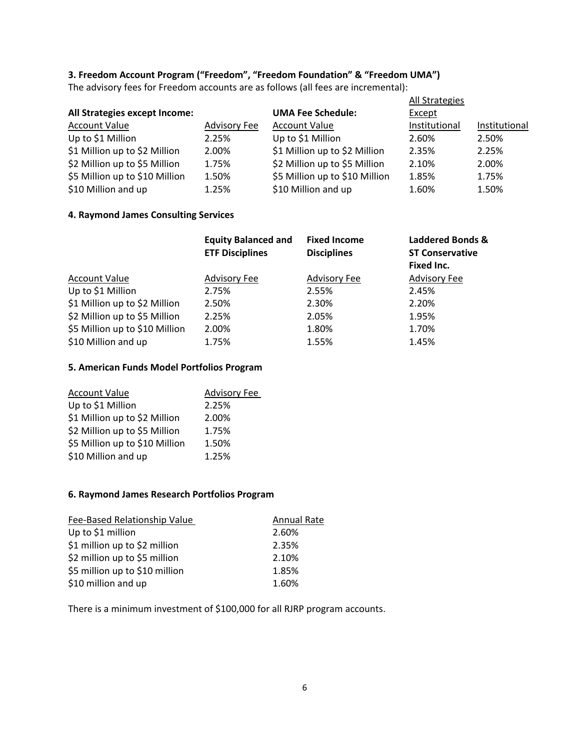**3. Freedom Account Program ("Freedom", "Freedom Foundation" & "Freedom UMA")**

The advisory fees for Freedom accounts are as follows (all fees are incremental):

**All Strategies except Income:**

| Account Value | Advisory Fee |
| --- | --- |
| Up to $1 Million | 2.25% |
| $1 Million up to $2 Million | 2.00% |
| $2 Million up to $5 Million | 1.75% |
| $5 Million up to $10 Million | 1.50% |
| $10 Million and up | 1.25% |

**UMA Fee Schedule:**

| Account Value | All Strategies Except Institutional | Institutional |
| --- | --- | --- |
| Up to $1 Million | 2.60% | 2.50% |
| $1 Million up to $2 Million | 2.35% | 2.25% |
| $2 Million up to $5 Million | 2.10% | 2.00% |
| $5 Million up to $10 Million | 1.85% | 1.75% |
| $10 Million and up | 1.60% | 1.50% |

**4. Raymond James Consulting Services**

| | **Equity Balanced and ETF Disciplines** | **Fixed Income Disciplines** | **Laddered Bonds & ST Conservative Fixed Inc.** |
| --- | --- | --- | --- |
| Account Value | Advisory Fee | Advisory Fee | Advisory Fee |
| Up to $1 Million | 2.75% | 2.55% | 2.45% |
| $1 Million up to $2 Million | 2.50% | 2.30% | 2.20% |
| $2 Million up to $5 Million | 2.25% | 2.05% | 1.95% |
| $5 Million up to $10 Million | 2.00% | 1.80% | 1.70% |
| $10 Million and up | 1.75% | 1.55% | 1.45% |

**5. American Funds Model Portfolios Program**

| Account Value | Advisory Fee |
| --- | --- |
| Up to $1 Million | 2.25% |
| $1 Million up to $2 Million | 2.00% |
| $2 Million up to $5 Million | 1.75% |
| $5 Million up to $10 Million | 1.50% |
| $10 Million and up | 1.25% |

**6. Raymond James Research Portfolios Program**

| Fee-Based Relationship Value | Annual Rate |
| --- | --- |
| Up to $1 million | 2.60% |
| $1 million up to $2 million | 2.35% |
| $2 million up to $5 million | 2.10% |
| $5 million up to $10 million | 1.85% |
| $10 million and up | 1.60% |

There is a minimum investment of $100,000 for all RJRP program accounts.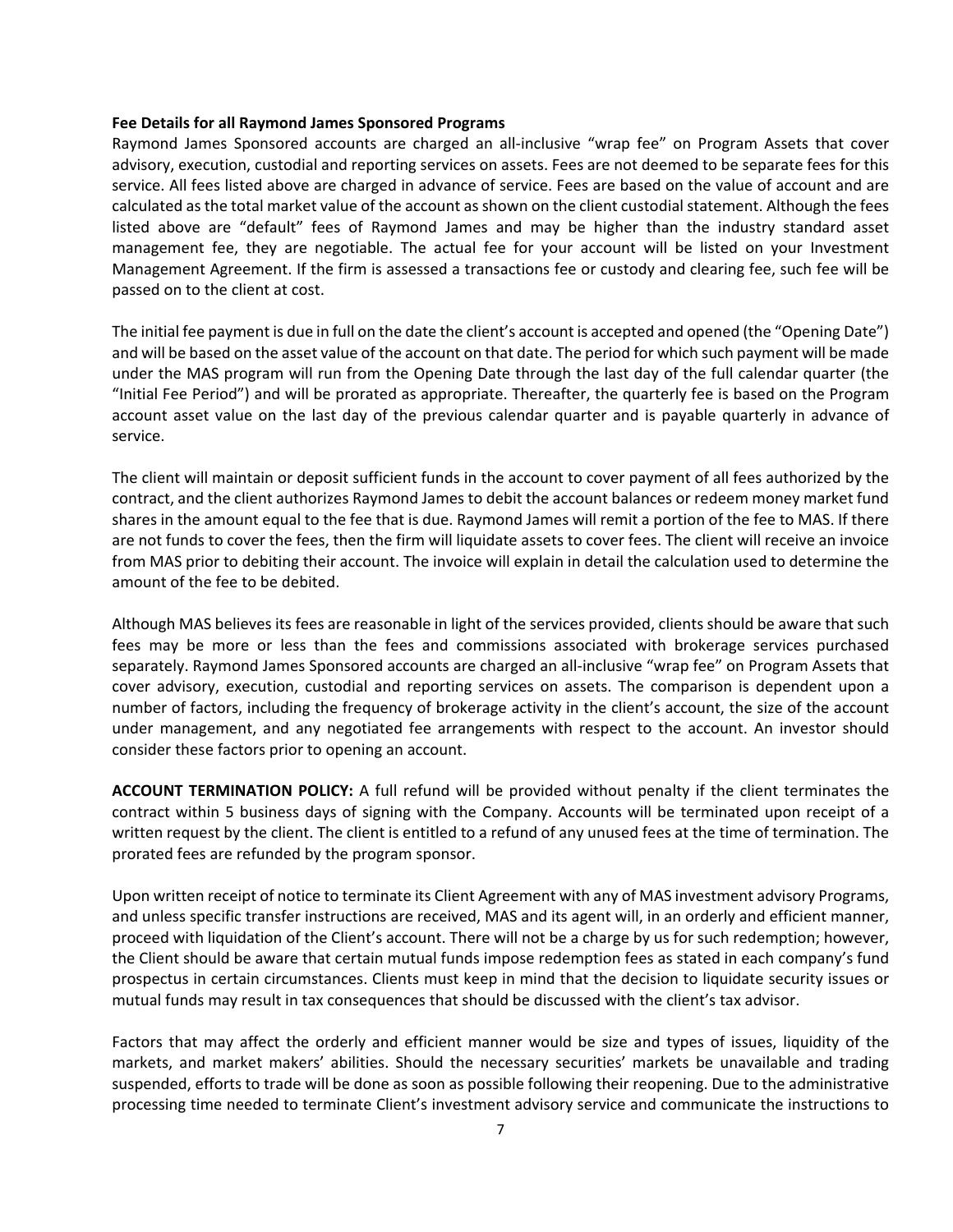**Fee Details for all Raymond James Sponsored Programs**

Raymond James Sponsored accounts are charged an all-inclusive "wrap fee" on Program Assets that cover advisory, execution, custodial and reporting services on assets. Fees are not deemed to be separate fees for this service. All fees listed above are charged in advance of service. Fees are based on the value of account and are calculated as the total market value of the account as shown on the client custodial statement. Although the fees listed above are "default" fees of Raymond James and may be higher than the industry standard asset management fee, they are negotiable. The actual fee for your account will be listed on your Investment Management Agreement. If the firm is assessed a transactions fee or custody and clearing fee, such fee will be passed on to the client at cost.

The initial fee payment is due in full on the date the client's account is accepted and opened (the "Opening Date") and will be based on the asset value of the account on that date. The period for which such payment will be made under the MAS program will run from the Opening Date through the last day of the full calendar quarter (the "Initial Fee Period") and will be prorated as appropriate. Thereafter, the quarterly fee is based on the Program account asset value on the last day of the previous calendar quarter and is payable quarterly in advance of service.

The client will maintain or deposit sufficient funds in the account to cover payment of all fees authorized by the contract, and the client authorizes Raymond James to debit the account balances or redeem money market fund shares in the amount equal to the fee that is due. Raymond James will remit a portion of the fee to MAS. If there are not funds to cover the fees, then the firm will liquidate assets to cover fees. The client will receive an invoice from MAS prior to debiting their account. The invoice will explain in detail the calculation used to determine the amount of the fee to be debited.

Although MAS believes its fees are reasonable in light of the services provided, clients should be aware that such fees may be more or less than the fees and commissions associated with brokerage services purchased separately. Raymond James Sponsored accounts are charged an all-inclusive "wrap fee" on Program Assets that cover advisory, execution, custodial and reporting services on assets. The comparison is dependent upon a number of factors, including the frequency of brokerage activity in the client's account, the size of the account under management, and any negotiated fee arrangements with respect to the account. An investor should consider these factors prior to opening an account.

**ACCOUNT TERMINATION POLICY:** A full refund will be provided without penalty if the client terminates the contract within 5 business days of signing with the Company. Accounts will be terminated upon receipt of a written request by the client. The client is entitled to a refund of any unused fees at the time of termination. The prorated fees are refunded by the program sponsor.

Upon written receipt of notice to terminate its Client Agreement with any of MAS investment advisory Programs, and unless specific transfer instructions are received, MAS and its agent will, in an orderly and efficient manner, proceed with liquidation of the Client's account. There will not be a charge by us for such redemption; however, the Client should be aware that certain mutual funds impose redemption fees as stated in each company's fund prospectus in certain circumstances. Clients must keep in mind that the decision to liquidate security issues or mutual funds may result in tax consequences that should be discussed with the client's tax advisor.

Factors that may affect the orderly and efficient manner would be size and types of issues, liquidity of the markets, and market makers' abilities. Should the necessary securities' markets be unavailable and trading suspended, efforts to trade will be done as soon as possible following their reopening. Due to the administrative processing time needed to terminate Client's investment advisory service and communicate the instructions to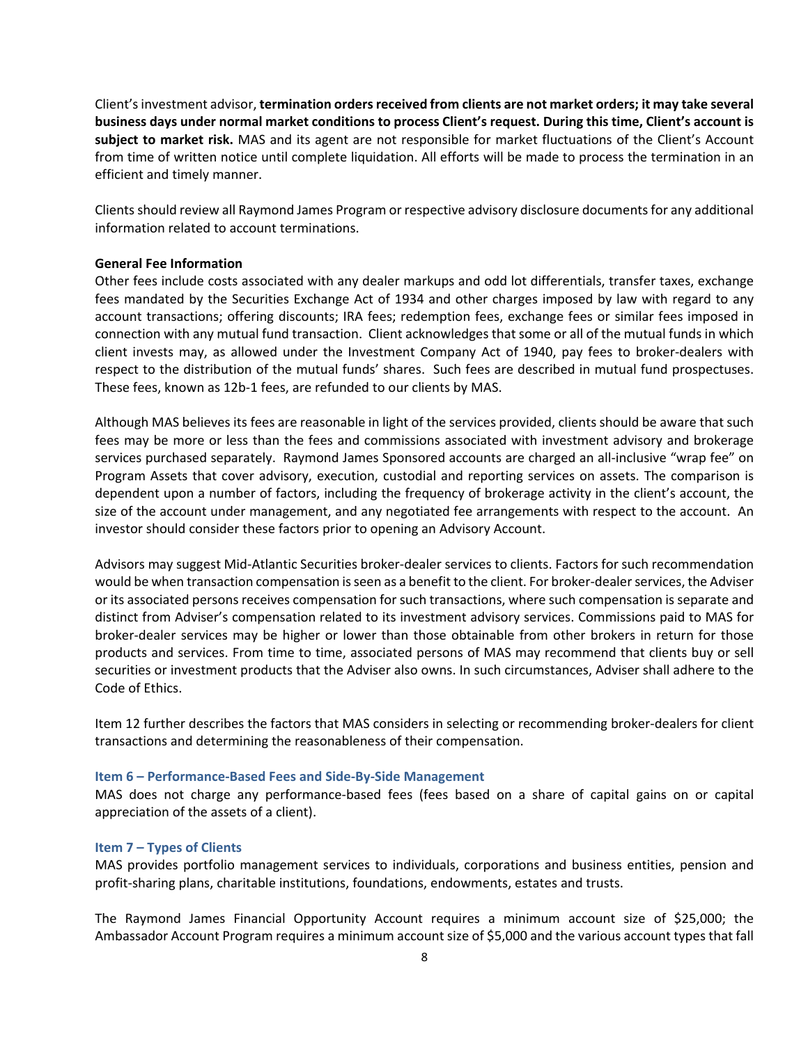Client's investment advisor, **termination orders received from clients are not market orders; it may take several business days under normal market conditions to process Client's request. During this time, Client's account is subject to market risk.** MAS and its agent are not responsible for market fluctuations of the Client's Account from time of written notice until complete liquidation. All efforts will be made to process the termination in an efficient and timely manner.

Clients should review all Raymond James Program or respective advisory disclosure documents for any additional information related to account terminations.

**General Fee Information**

Other fees include costs associated with any dealer markups and odd lot differentials, transfer taxes, exchange fees mandated by the Securities Exchange Act of 1934 and other charges imposed by law with regard to any account transactions; offering discounts; IRA fees; redemption fees, exchange fees or similar fees imposed in connection with any mutual fund transaction. Client acknowledges that some or all of the mutual funds in which client invests may, as allowed under the Investment Company Act of 1940, pay fees to broker-dealers with respect to the distribution of the mutual funds' shares. Such fees are described in mutual fund prospectuses. These fees, known as 12b-1 fees, are refunded to our clients by MAS.

Although MAS believes its fees are reasonable in light of the services provided, clients should be aware that such fees may be more or less than the fees and commissions associated with investment advisory and brokerage services purchased separately. Raymond James Sponsored accounts are charged an all-inclusive "wrap fee" on Program Assets that cover advisory, execution, custodial and reporting services on assets. The comparison is dependent upon a number of factors, including the frequency of brokerage activity in the client's account, the size of the account under management, and any negotiated fee arrangements with respect to the account. An investor should consider these factors prior to opening an Advisory Account.

Advisors may suggest Mid-Atlantic Securities broker-dealer services to clients. Factors for such recommendation would be when transaction compensation is seen as a benefit to the client. For broker-dealer services, the Adviser or its associated persons receives compensation for such transactions, where such compensation is separate and distinct from Adviser's compensation related to its investment advisory services. Commissions paid to MAS for broker-dealer services may be higher or lower than those obtainable from other brokers in return for those products and services. From time to time, associated persons of MAS may recommend that clients buy or sell securities or investment products that the Adviser also owns. In such circumstances, Adviser shall adhere to the Code of Ethics.

Item 12 further describes the factors that MAS considers in selecting or recommending broker-dealers for client transactions and determining the reasonableness of their compensation.

## Item 6 – Performance-Based Fees and Side-By-Side Management

MAS does not charge any performance-based fees (fees based on a share of capital gains on or capital appreciation of the assets of a client).

## Item 7 – Types of Clients

MAS provides portfolio management services to individuals, corporations and business entities, pension and profit-sharing plans, charitable institutions, foundations, endowments, estates and trusts.

The Raymond James Financial Opportunity Account requires a minimum account size of $25,000; the Ambassador Account Program requires a minimum account size of $5,000 and the various account types that fall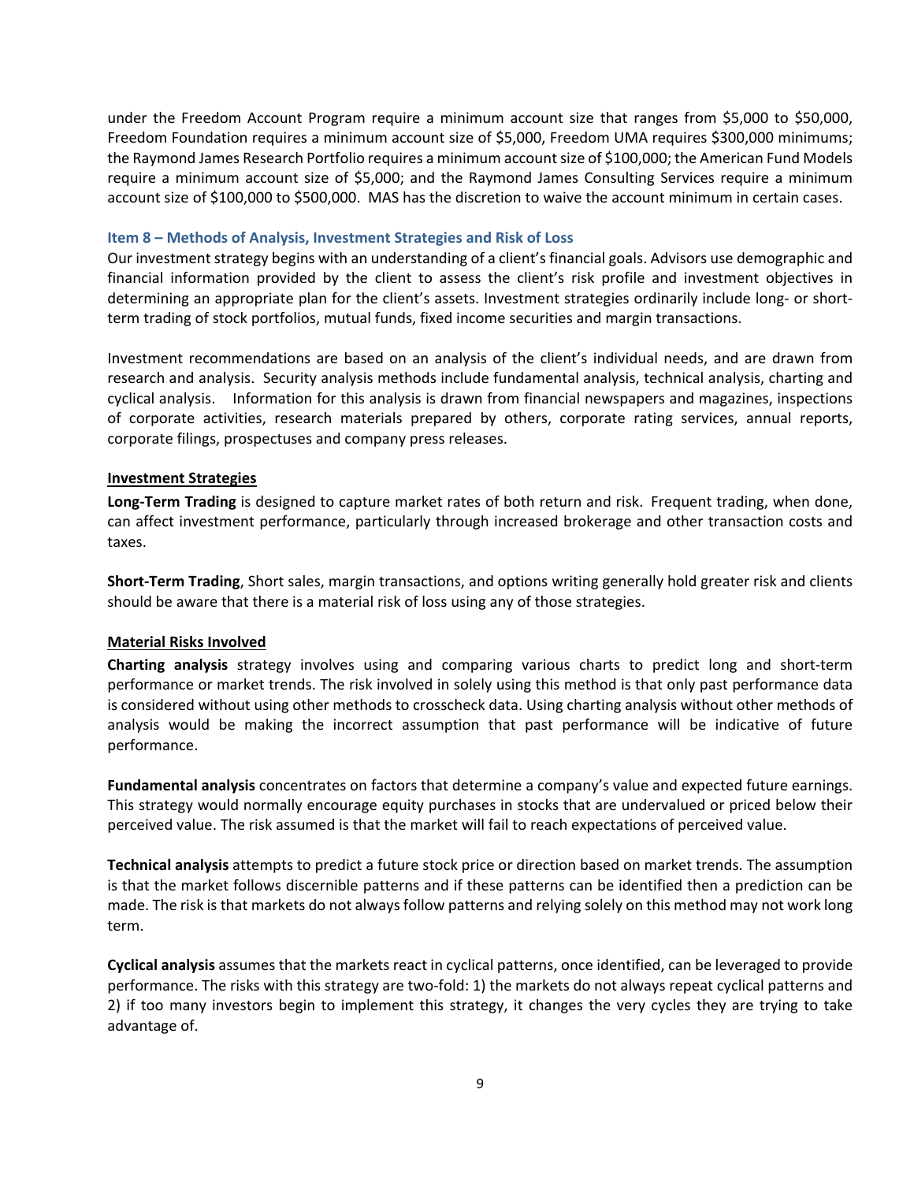under the Freedom Account Program require a minimum account size that ranges from $5,000 to $50,000, Freedom Foundation requires a minimum account size of $5,000, Freedom UMA requires $300,000 minimums; the Raymond James Research Portfolio requires a minimum account size of $100,000; the American Fund Models require a minimum account size of $5,000; and the Raymond James Consulting Services require a minimum account size of $100,000 to $500,000. MAS has the discretion to waive the account minimum in certain cases.

### Item 8 – Methods of Analysis, Investment Strategies and Risk of Loss

Our investment strategy begins with an understanding of a client's financial goals. Advisors use demographic and financial information provided by the client to assess the client's risk profile and investment objectives in determining an appropriate plan for the client's assets. Investment strategies ordinarily include long- or short-term trading of stock portfolios, mutual funds, fixed income securities and margin transactions.

Investment recommendations are based on an analysis of the client's individual needs, and are drawn from research and analysis. Security analysis methods include fundamental analysis, technical analysis, charting and cyclical analysis. Information for this analysis is drawn from financial newspapers and magazines, inspections of corporate activities, research materials prepared by others, corporate rating services, annual reports, corporate filings, prospectuses and company press releases.

**Investment Strategies**

**Long-Term Trading** is designed to capture market rates of both return and risk. Frequent trading, when done, can affect investment performance, particularly through increased brokerage and other transaction costs and taxes.

**Short-Term Trading**, Short sales, margin transactions, and options writing generally hold greater risk and clients should be aware that there is a material risk of loss using any of those strategies.

**Material Risks Involved**

**Charting analysis** strategy involves using and comparing various charts to predict long and short-term performance or market trends. The risk involved in solely using this method is that only past performance data is considered without using other methods to crosscheck data. Using charting analysis without other methods of analysis would be making the incorrect assumption that past performance will be indicative of future performance.

**Fundamental analysis** concentrates on factors that determine a company's value and expected future earnings. This strategy would normally encourage equity purchases in stocks that are undervalued or priced below their perceived value. The risk assumed is that the market will fail to reach expectations of perceived value.

**Technical analysis** attempts to predict a future stock price or direction based on market trends. The assumption is that the market follows discernible patterns and if these patterns can be identified then a prediction can be made. The risk is that markets do not always follow patterns and relying solely on this method may not work long term.

**Cyclical analysis** assumes that the markets react in cyclical patterns, once identified, can be leveraged to provide performance. The risks with this strategy are two-fold: 1) the markets do not always repeat cyclical patterns and 2) if too many investors begin to implement this strategy, it changes the very cycles they are trying to take advantage of.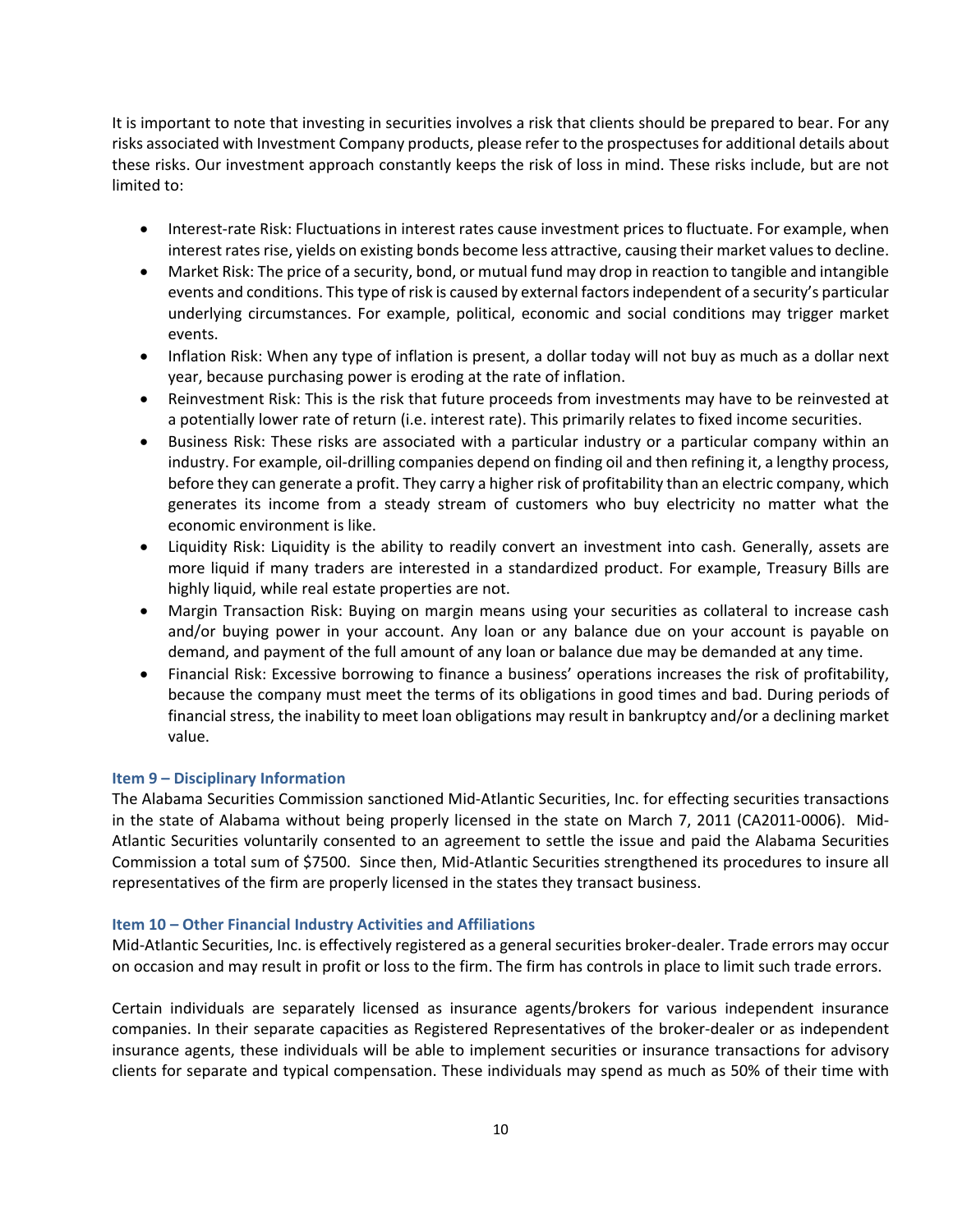It is important to note that investing in securities involves a risk that clients should be prepared to bear. For any risks associated with Investment Company products, please refer to the prospectuses for additional details about these risks. Our investment approach constantly keeps the risk of loss in mind. These risks include, but are not limited to:

- Interest-rate Risk: Fluctuations in interest rates cause investment prices to fluctuate. For example, when interest rates rise, yields on existing bonds become less attractive, causing their market values to decline.
- Market Risk: The price of a security, bond, or mutual fund may drop in reaction to tangible and intangible events and conditions. This type of risk is caused by external factors independent of a security's particular underlying circumstances. For example, political, economic and social conditions may trigger market events.
- Inflation Risk: When any type of inflation is present, a dollar today will not buy as much as a dollar next year, because purchasing power is eroding at the rate of inflation.
- Reinvestment Risk: This is the risk that future proceeds from investments may have to be reinvested at a potentially lower rate of return (i.e. interest rate). This primarily relates to fixed income securities.
- Business Risk: These risks are associated with a particular industry or a particular company within an industry. For example, oil-drilling companies depend on finding oil and then refining it, a lengthy process, before they can generate a profit. They carry a higher risk of profitability than an electric company, which generates its income from a steady stream of customers who buy electricity no matter what the economic environment is like.
- Liquidity Risk: Liquidity is the ability to readily convert an investment into cash. Generally, assets are more liquid if many traders are interested in a standardized product. For example, Treasury Bills are highly liquid, while real estate properties are not.
- Margin Transaction Risk: Buying on margin means using your securities as collateral to increase cash and/or buying power in your account. Any loan or any balance due on your account is payable on demand, and payment of the full amount of any loan or balance due may be demanded at any time.
- Financial Risk: Excessive borrowing to finance a business' operations increases the risk of profitability, because the company must meet the terms of its obligations in good times and bad. During periods of financial stress, the inability to meet loan obligations may result in bankruptcy and/or a declining market value.

### Item 9 – Disciplinary Information

The Alabama Securities Commission sanctioned Mid-Atlantic Securities, Inc. for effecting securities transactions in the state of Alabama without being properly licensed in the state on March 7, 2011 (CA2011-0006). Mid-Atlantic Securities voluntarily consented to an agreement to settle the issue and paid the Alabama Securities Commission a total sum of $7500. Since then, Mid-Atlantic Securities strengthened its procedures to insure all representatives of the firm are properly licensed in the states they transact business.

### Item 10 – Other Financial Industry Activities and Affiliations

Mid-Atlantic Securities, Inc. is effectively registered as a general securities broker-dealer. Trade errors may occur on occasion and may result in profit or loss to the firm. The firm has controls in place to limit such trade errors.

Certain individuals are separately licensed as insurance agents/brokers for various independent insurance companies. In their separate capacities as Registered Representatives of the broker-dealer or as independent insurance agents, these individuals will be able to implement securities or insurance transactions for advisory clients for separate and typical compensation. These individuals may spend as much as 50% of their time with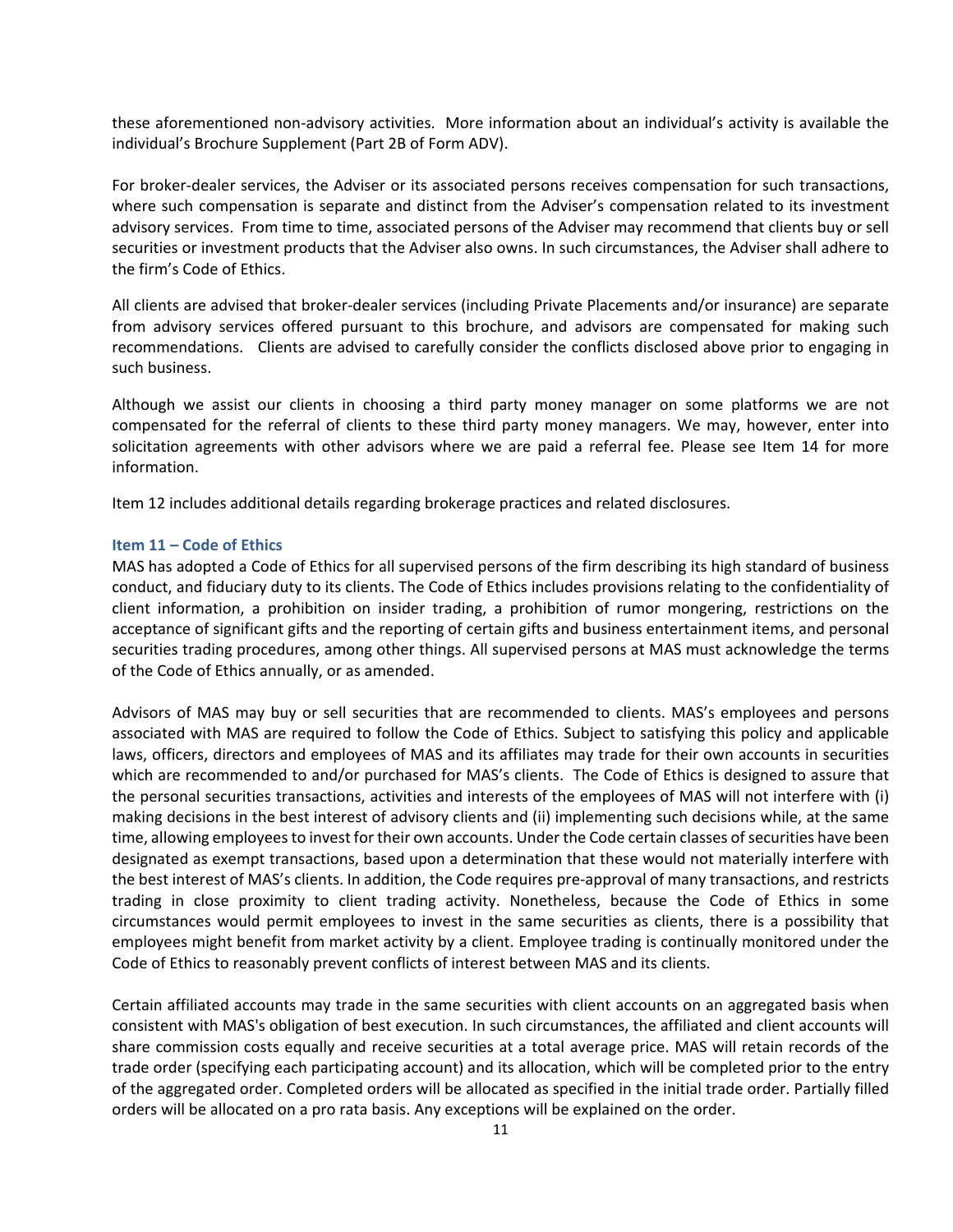these aforementioned non-advisory activities. More information about an individual's activity is available the individual's Brochure Supplement (Part 2B of Form ADV).

For broker-dealer services, the Adviser or its associated persons receives compensation for such transactions, where such compensation is separate and distinct from the Adviser's compensation related to its investment advisory services. From time to time, associated persons of the Adviser may recommend that clients buy or sell securities or investment products that the Adviser also owns. In such circumstances, the Adviser shall adhere to the firm's Code of Ethics.

All clients are advised that broker-dealer services (including Private Placements and/or insurance) are separate from advisory services offered pursuant to this brochure, and advisors are compensated for making such recommendations. Clients are advised to carefully consider the conflicts disclosed above prior to engaging in such business.

Although we assist our clients in choosing a third party money manager on some platforms we are not compensated for the referral of clients to these third party money managers. We may, however, enter into solicitation agreements with other advisors where we are paid a referral fee. Please see Item 14 for more information.

Item 12 includes additional details regarding brokerage practices and related disclosures.

## Item 11 – Code of Ethics

MAS has adopted a Code of Ethics for all supervised persons of the firm describing its high standard of business conduct, and fiduciary duty to its clients. The Code of Ethics includes provisions relating to the confidentiality of client information, a prohibition on insider trading, a prohibition of rumor mongering, restrictions on the acceptance of significant gifts and the reporting of certain gifts and business entertainment items, and personal securities trading procedures, among other things. All supervised persons at MAS must acknowledge the terms of the Code of Ethics annually, or as amended.

Advisors of MAS may buy or sell securities that are recommended to clients. MAS's employees and persons associated with MAS are required to follow the Code of Ethics. Subject to satisfying this policy and applicable laws, officers, directors and employees of MAS and its affiliates may trade for their own accounts in securities which are recommended to and/or purchased for MAS's clients. The Code of Ethics is designed to assure that the personal securities transactions, activities and interests of the employees of MAS will not interfere with (i) making decisions in the best interest of advisory clients and (ii) implementing such decisions while, at the same time, allowing employees to invest for their own accounts. Under the Code certain classes of securities have been designated as exempt transactions, based upon a determination that these would not materially interfere with the best interest of MAS's clients. In addition, the Code requires pre-approval of many transactions, and restricts trading in close proximity to client trading activity. Nonetheless, because the Code of Ethics in some circumstances would permit employees to invest in the same securities as clients, there is a possibility that employees might benefit from market activity by a client. Employee trading is continually monitored under the Code of Ethics to reasonably prevent conflicts of interest between MAS and its clients.

Certain affiliated accounts may trade in the same securities with client accounts on an aggregated basis when consistent with MAS's obligation of best execution. In such circumstances, the affiliated and client accounts will share commission costs equally and receive securities at a total average price. MAS will retain records of the trade order (specifying each participating account) and its allocation, which will be completed prior to the entry of the aggregated order. Completed orders will be allocated as specified in the initial trade order. Partially filled orders will be allocated on a pro rata basis. Any exceptions will be explained on the order.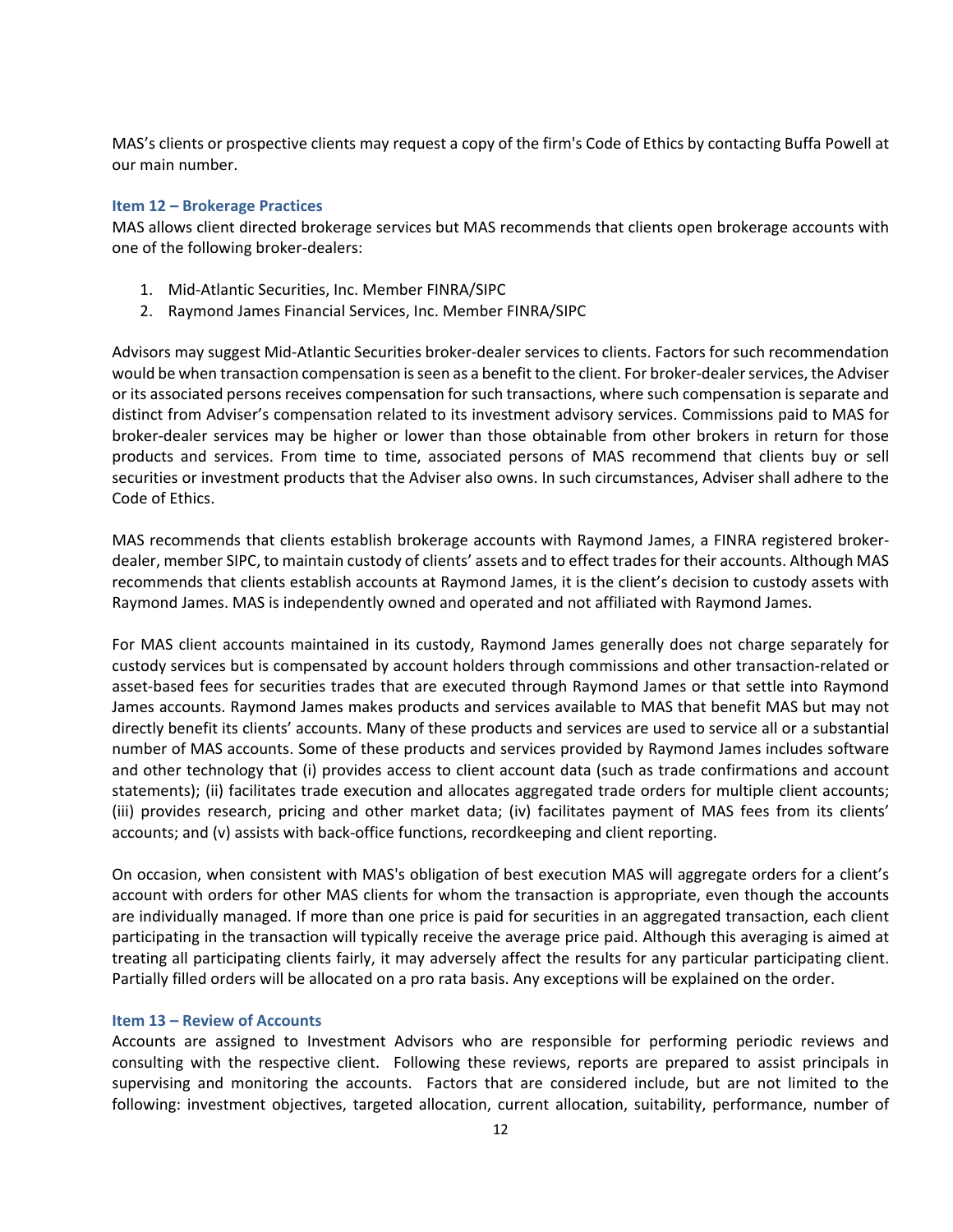MAS's clients or prospective clients may request a copy of the firm's Code of Ethics by contacting Buffa Powell at our main number.

## Item 12 – Brokerage Practices

MAS allows client directed brokerage services but MAS recommends that clients open brokerage accounts with one of the following broker-dealers:

1. Mid-Atlantic Securities, Inc. Member FINRA/SIPC
2. Raymond James Financial Services, Inc. Member FINRA/SIPC

Advisors may suggest Mid-Atlantic Securities broker-dealer services to clients. Factors for such recommendation would be when transaction compensation is seen as a benefit to the client. For broker-dealer services, the Adviser or its associated persons receives compensation for such transactions, where such compensation is separate and distinct from Adviser's compensation related to its investment advisory services. Commissions paid to MAS for broker-dealer services may be higher or lower than those obtainable from other brokers in return for those products and services. From time to time, associated persons of MAS recommend that clients buy or sell securities or investment products that the Adviser also owns. In such circumstances, Adviser shall adhere to the Code of Ethics.

MAS recommends that clients establish brokerage accounts with Raymond James, a FINRA registered broker-dealer, member SIPC, to maintain custody of clients' assets and to effect trades for their accounts. Although MAS recommends that clients establish accounts at Raymond James, it is the client's decision to custody assets with Raymond James. MAS is independently owned and operated and not affiliated with Raymond James.

For MAS client accounts maintained in its custody, Raymond James generally does not charge separately for custody services but is compensated by account holders through commissions and other transaction-related or asset-based fees for securities trades that are executed through Raymond James or that settle into Raymond James accounts. Raymond James makes products and services available to MAS that benefit MAS but may not directly benefit its clients' accounts. Many of these products and services are used to service all or a substantial number of MAS accounts. Some of these products and services provided by Raymond James includes software and other technology that (i) provides access to client account data (such as trade confirmations and account statements); (ii) facilitates trade execution and allocates aggregated trade orders for multiple client accounts; (iii) provides research, pricing and other market data; (iv) facilitates payment of MAS fees from its clients' accounts; and (v) assists with back-office functions, recordkeeping and client reporting.

On occasion, when consistent with MAS's obligation of best execution MAS will aggregate orders for a client's account with orders for other MAS clients for whom the transaction is appropriate, even though the accounts are individually managed. If more than one price is paid for securities in an aggregated transaction, each client participating in the transaction will typically receive the average price paid. Although this averaging is aimed at treating all participating clients fairly, it may adversely affect the results for any particular participating client. Partially filled orders will be allocated on a pro rata basis. Any exceptions will be explained on the order.

## Item 13 – Review of Accounts

Accounts are assigned to Investment Advisors who are responsible for performing periodic reviews and consulting with the respective client. Following these reviews, reports are prepared to assist principals in supervising and monitoring the accounts. Factors that are considered include, but are not limited to the following: investment objectives, targeted allocation, current allocation, suitability, performance, number of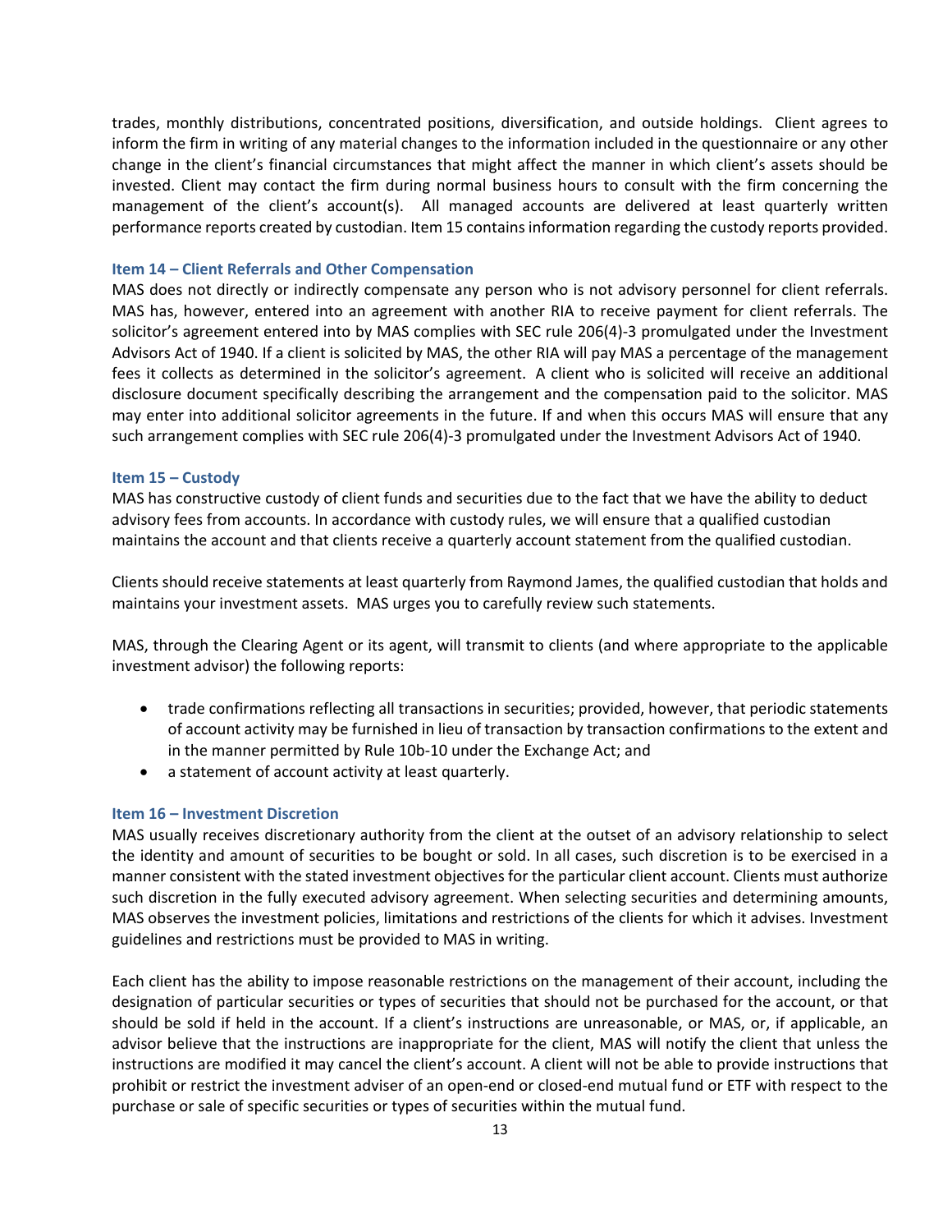trades, monthly distributions, concentrated positions, diversification, and outside holdings. Client agrees to inform the firm in writing of any material changes to the information included in the questionnaire or any other change in the client's financial circumstances that might affect the manner in which client's assets should be invested. Client may contact the firm during normal business hours to consult with the firm concerning the management of the client's account(s). All managed accounts are delivered at least quarterly written performance reports created by custodian. Item 15 contains information regarding the custody reports provided.

### Item 14 – Client Referrals and Other Compensation

MAS does not directly or indirectly compensate any person who is not advisory personnel for client referrals. MAS has, however, entered into an agreement with another RIA to receive payment for client referrals. The solicitor's agreement entered into by MAS complies with SEC rule 206(4)-3 promulgated under the Investment Advisors Act of 1940. If a client is solicited by MAS, the other RIA will pay MAS a percentage of the management fees it collects as determined in the solicitor's agreement. A client who is solicited will receive an additional disclosure document specifically describing the arrangement and the compensation paid to the solicitor. MAS may enter into additional solicitor agreements in the future. If and when this occurs MAS will ensure that any such arrangement complies with SEC rule 206(4)-3 promulgated under the Investment Advisors Act of 1940.

### Item 15 – Custody

MAS has constructive custody of client funds and securities due to the fact that we have the ability to deduct advisory fees from accounts. In accordance with custody rules, we will ensure that a qualified custodian maintains the account and that clients receive a quarterly account statement from the qualified custodian.

Clients should receive statements at least quarterly from Raymond James, the qualified custodian that holds and maintains your investment assets. MAS urges you to carefully review such statements.

MAS, through the Clearing Agent or its agent, will transmit to clients (and where appropriate to the applicable investment advisor) the following reports:

- trade confirmations reflecting all transactions in securities; provided, however, that periodic statements of account activity may be furnished in lieu of transaction by transaction confirmations to the extent and in the manner permitted by Rule 10b-10 under the Exchange Act; and
- a statement of account activity at least quarterly.

### Item 16 – Investment Discretion

MAS usually receives discretionary authority from the client at the outset of an advisory relationship to select the identity and amount of securities to be bought or sold. In all cases, such discretion is to be exercised in a manner consistent with the stated investment objectives for the particular client account. Clients must authorize such discretion in the fully executed advisory agreement. When selecting securities and determining amounts, MAS observes the investment policies, limitations and restrictions of the clients for which it advises. Investment guidelines and restrictions must be provided to MAS in writing.

Each client has the ability to impose reasonable restrictions on the management of their account, including the designation of particular securities or types of securities that should not be purchased for the account, or that should be sold if held in the account. If a client's instructions are unreasonable, or MAS, or, if applicable, an advisor believe that the instructions are inappropriate for the client, MAS will notify the client that unless the instructions are modified it may cancel the client's account. A client will not be able to provide instructions that prohibit or restrict the investment adviser of an open-end or closed-end mutual fund or ETF with respect to the purchase or sale of specific securities or types of securities within the mutual fund.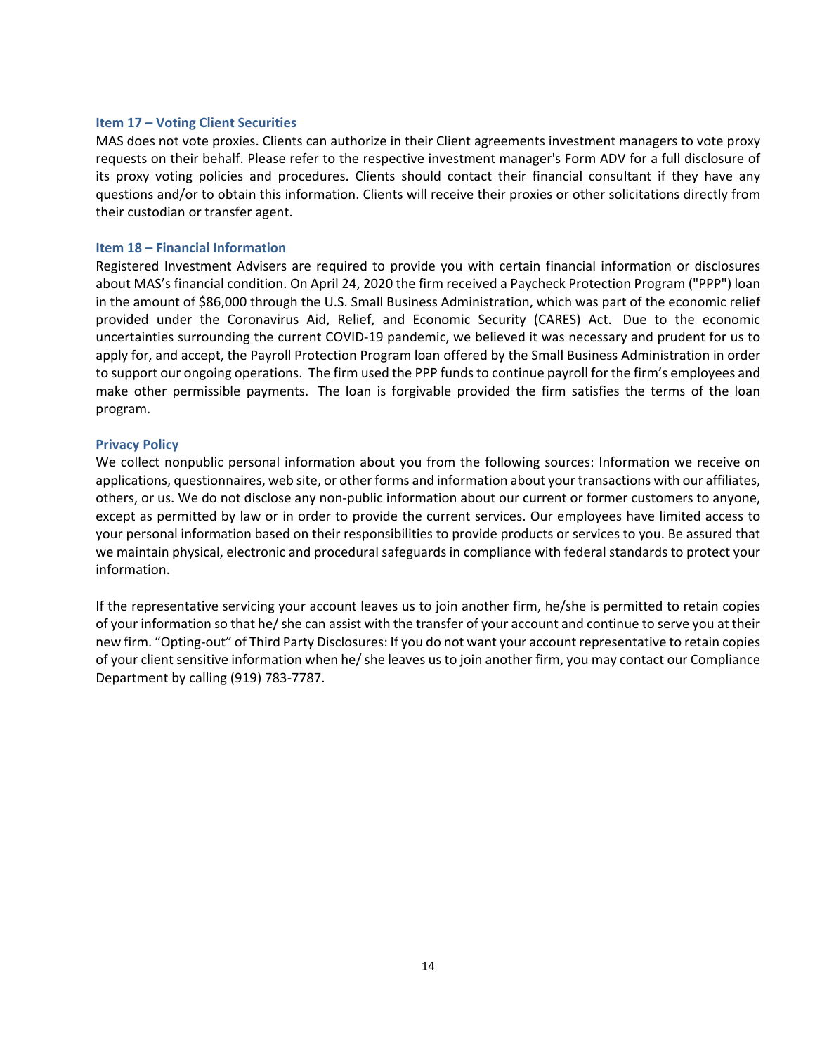### Item 17 – Voting Client Securities

MAS does not vote proxies. Clients can authorize in their Client agreements investment managers to vote proxy requests on their behalf. Please refer to the respective investment manager's Form ADV for a full disclosure of its proxy voting policies and procedures. Clients should contact their financial consultant if they have any questions and/or to obtain this information. Clients will receive their proxies or other solicitations directly from their custodian or transfer agent.

### Item 18 – Financial Information

Registered Investment Advisers are required to provide you with certain financial information or disclosures about MAS's financial condition. On April 24, 2020 the firm received a Paycheck Protection Program ("PPP") loan in the amount of $86,000 through the U.S. Small Business Administration, which was part of the economic relief provided under the Coronavirus Aid, Relief, and Economic Security (CARES) Act. Due to the economic uncertainties surrounding the current COVID-19 pandemic, we believed it was necessary and prudent for us to apply for, and accept, the Payroll Protection Program loan offered by the Small Business Administration in order to support our ongoing operations. The firm used the PPP funds to continue payroll for the firm's employees and make other permissible payments. The loan is forgivable provided the firm satisfies the terms of the loan program.

### Privacy Policy

We collect nonpublic personal information about you from the following sources: Information we receive on applications, questionnaires, web site, or other forms and information about your transactions with our affiliates, others, or us. We do not disclose any non-public information about our current or former customers to anyone, except as permitted by law or in order to provide the current services. Our employees have limited access to your personal information based on their responsibilities to provide products or services to you. Be assured that we maintain physical, electronic and procedural safeguards in compliance with federal standards to protect your information.

If the representative servicing your account leaves us to join another firm, he/she is permitted to retain copies of your information so that he/ she can assist with the transfer of your account and continue to serve you at their new firm. "Opting-out" of Third Party Disclosures: If you do not want your account representative to retain copies of your client sensitive information when he/ she leaves us to join another firm, you may contact our Compliance Department by calling (919) 783-7787.